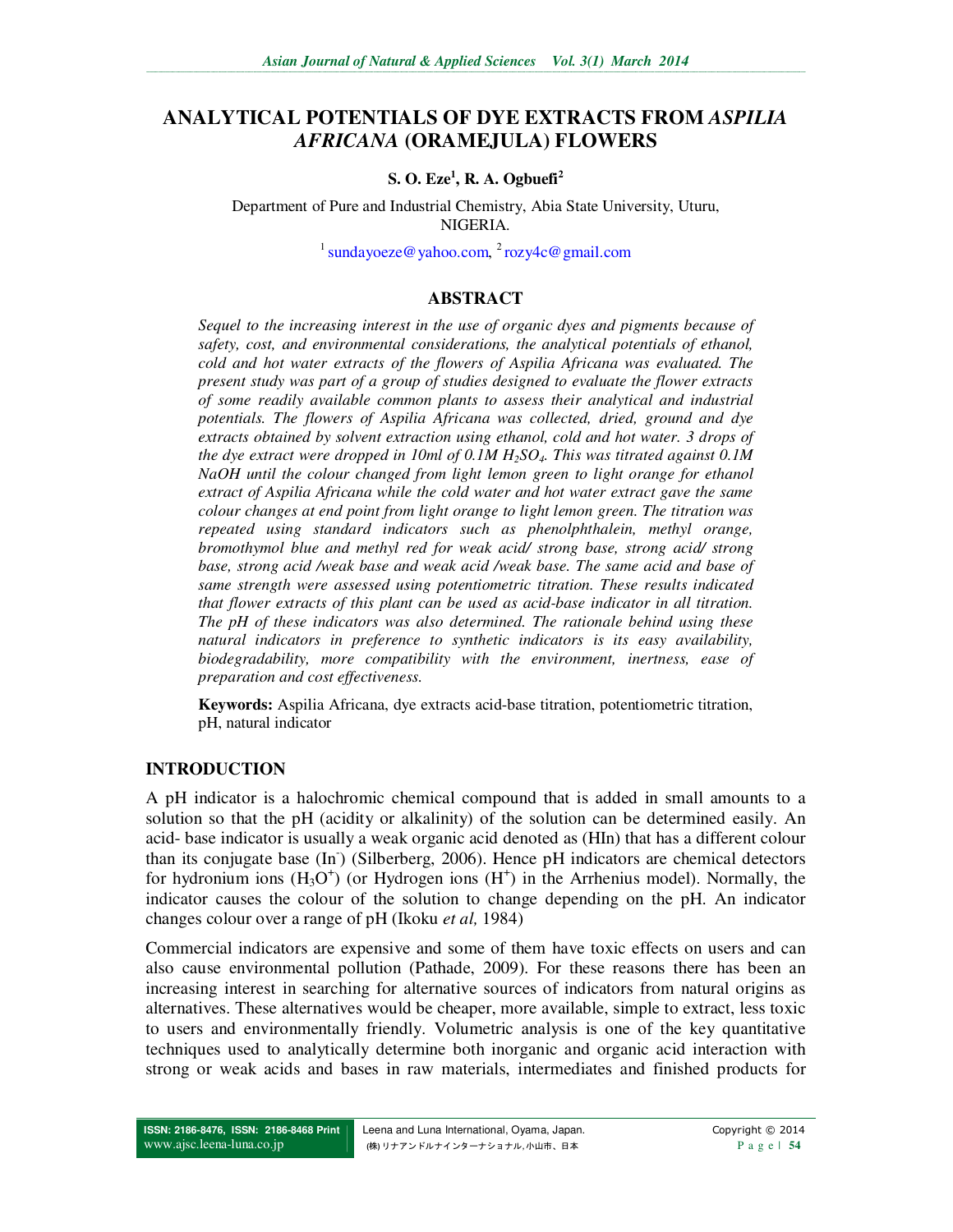# ANALYTICAL POTENTIALS OF DYE EXTRACTS FROM *ASPILIA AFRICANA* (ORAMEJULA) FLOWERS

**S. O. Eze[1], R. A. Ogbuefi[2]**

Department of Pure and Industrial Chemistry, Abia State University, Uturu, NIGERIA.

[1] sundayoeze@yahoo.com, [2] rozy4c@gmail.com

## ABSTRACT

*Sequel to the increasing interest in the use of organic dyes and pigments because of safety, cost, and environmental considerations, the analytical potentials of ethanol, cold and hot water extracts of the flowers of Aspilia Africana was evaluated. The present study was part of a group of studies designed to evaluate the flower extracts of some readily available common plants to assess their analytical and industrial potentials. The flowers of Aspilia Africana was collected, dried, ground and dye extracts obtained by solvent extraction using ethanol, cold and hot water. 3 drops of the dye extract were dropped in 10ml of 0.1M $H_2SO_4$. This was titrated against 0.1M NaOH until the colour changed from light lemon green to light orange for ethanol extract of Aspilia Africana while the cold water and hot water extract gave the same colour changes at end point from light orange to light lemon green. The titration was repeated using standard indicators such as phenolphthalein, methyl orange, bromothymol blue and methyl red for weak acid/ strong base, strong acid/ strong base, strong acid /weak base and weak acid /weak base. The same acid and base of same strength were assessed using potentiometric titration. These results indicated that flower extracts of this plant can be used as acid-base indicator in all titration. The pH of these indicators was also determined. The rationale behind using these natural indicators in preference to synthetic indicators is its easy availability, biodegradability, more compatibility with the environment, inertness, ease of preparation and cost effectiveness.*

**Keywords:** Aspilia Africana, dye extracts acid-base titration, potentiometric titration, pH, natural indicator

## INTRODUCTION

A pH indicator is a halochromic chemical compound that is added in small amounts to a solution so that the pH (acidity or alkalinity) of the solution can be determined easily. An acid- base indicator is usually a weak organic acid denoted as (HIn) that has a different colour than its conjugate base ($In^-$) (Silberberg, 2006). Hence pH indicators are chemical detectors for hydronium ions ($H_3O^+$) (or Hydrogen ions ($H^+$) in the Arrhenius model). Normally, the indicator causes the colour of the solution to change depending on the pH. An indicator changes colour over a range of pH (Ikoku *et al,* 1984)

Commercial indicators are expensive and some of them have toxic effects on users and can also cause environmental pollution (Pathade, 2009). For these reasons there has been an increasing interest in searching for alternative sources of indicators from natural origins as alternatives. These alternatives would be cheaper, more available, simple to extract, less toxic to users and environmentally friendly. Volumetric analysis is one of the key quantitative techniques used to analytically determine both inorganic and organic acid interaction with strong or weak acids and bases in raw materials, intermediates and finished products for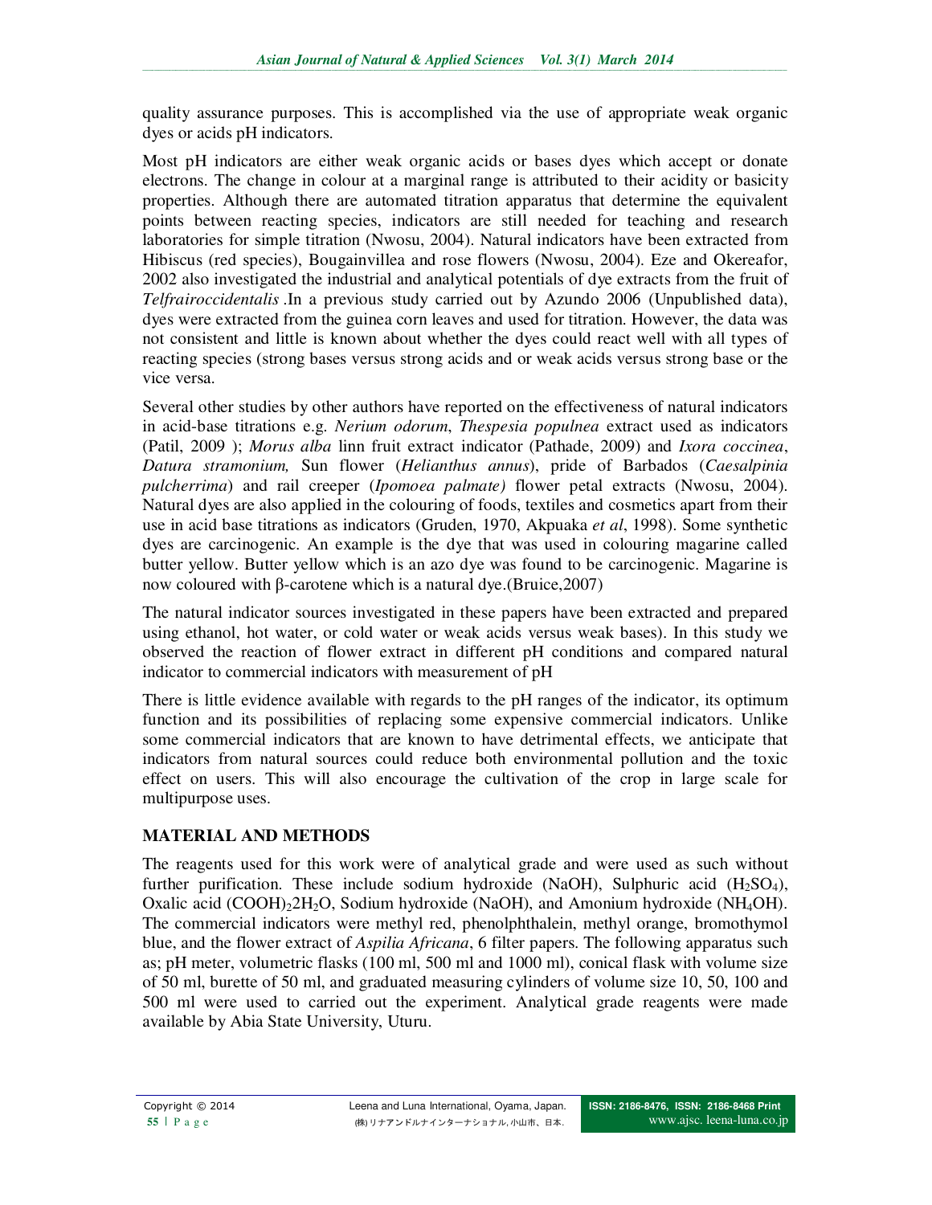quality assurance purposes. This is accomplished via the use of appropriate weak organic dyes or acids pH indicators.

Most pH indicators are either weak organic acids or bases dyes which accept or donate electrons. The change in colour at a marginal range is attributed to their acidity or basicity properties. Although there are automated titration apparatus that determine the equivalent points between reacting species, indicators are still needed for teaching and research laboratories for simple titration (Nwosu, 2004). Natural indicators have been extracted from Hibiscus (red species), Bougainvillea and rose flowers (Nwosu, 2004). Eze and Okereafor, 2002 also investigated the industrial and analytical potentials of dye extracts from the fruit of *Telfrairoccidentalis* .In a previous study carried out by Azundo 2006 (Unpublished data), dyes were extracted from the guinea corn leaves and used for titration. However, the data was not consistent and little is known about whether the dyes could react well with all types of reacting species (strong bases versus strong acids and or weak acids versus strong base or the vice versa.

Several other studies by other authors have reported on the effectiveness of natural indicators in acid-base titrations e.g. *Nerium odorum*, *Thespesia populnea* extract used as indicators (Patil, 2009 ); *Morus alba* linn fruit extract indicator (Pathade, 2009) and *Ixora coccinea*, *Datura stramonium,* Sun flower (*Helianthus annus*), pride of Barbados (*Caesalpinia pulcherrima*) and rail creeper (*Ipomoea palmate)* flower petal extracts (Nwosu, 2004). Natural dyes are also applied in the colouring of foods, textiles and cosmetics apart from their use in acid base titrations as indicators (Gruden, 1970, Akpuaka *et al*, 1998). Some synthetic dyes are carcinogenic. An example is the dye that was used in colouring magarine called butter yellow. Butter yellow which is an azo dye was found to be carcinogenic. Magarine is now coloured with β-carotene which is a natural dye.(Bruice,2007)

The natural indicator sources investigated in these papers have been extracted and prepared using ethanol, hot water, or cold water or weak acids versus weak bases). In this study we observed the reaction of flower extract in different pH conditions and compared natural indicator to commercial indicators with measurement of pH

There is little evidence available with regards to the pH ranges of the indicator, its optimum function and its possibilities of replacing some expensive commercial indicators. Unlike some commercial indicators that are known to have detrimental effects, we anticipate that indicators from natural sources could reduce both environmental pollution and the toxic effect on users. This will also encourage the cultivation of the crop in large scale for multipurpose uses.

## MATERIAL AND METHODS

The reagents used for this work were of analytical grade and were used as such without further purification. These include sodium hydroxide (NaOH), Sulphuric acid ($H_2SO_4$), Oxalic acid $(COOH)_2 2H_2O$, Sodium hydroxide (NaOH), and Amonium hydroxide ($NH_4OH$). The commercial indicators were methyl red, phenolphthalein, methyl orange, bromothymol blue, and the flower extract of *Aspilia Africana*, 6 filter papers. The following apparatus such as; pH meter, volumetric flasks (100 ml, 500 ml and 1000 ml), conical flask with volume size of 50 ml, burette of 50 ml, and graduated measuring cylinders of volume size 10, 50, 100 and 500 ml were used to carried out the experiment. Analytical grade reagents were made available by Abia State University, Uturu.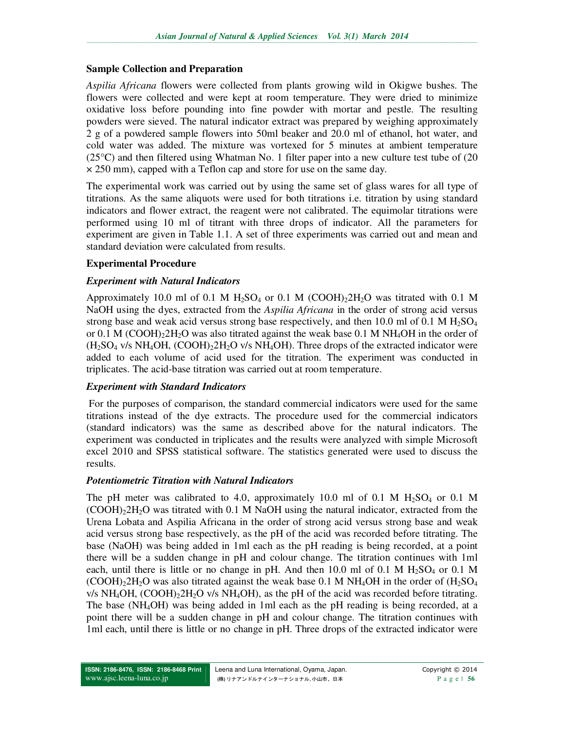### Sample Collection and Preparation

*Aspilia Africana* flowers were collected from plants growing wild in Okigwe bushes. The flowers were collected and were kept at room temperature. They were dried to minimize oxidative loss before pounding into fine powder with mortar and pestle. The resulting powders were sieved. The natural indicator extract was prepared by weighing approximately 2 g of a powdered sample flowers into 50ml beaker and 20.0 ml of ethanol, hot water, and cold water was added. The mixture was vortexed for 5 minutes at ambient temperature (25°C) and then filtered using Whatman No. 1 filter paper into a new culture test tube of (20 × 250 mm), capped with a Teflon cap and store for use on the same day.

The experimental work was carried out by using the same set of glass wares for all type of titrations. As the same aliquots were used for both titrations i.e. titration by using standard indicators and flower extract, the reagent were not calibrated. The equimolar titrations were performed using 10 ml of titrant with three drops of indicator. All the parameters for experiment are given in Table 1.1. A set of three experiments was carried out and mean and standard deviation were calculated from results.

### Experimental Procedure

#### *Experiment with Natural Indicators*

Approximately 10.0 ml of 0.1 M $H_2SO_4$ or 0.1 M $(COOH)_2 2H_2O$ was titrated with 0.1 M NaOH using the dyes, extracted from the *Aspilia Africana* in the order of strong acid versus strong base and weak acid versus strong base respectively, and then 10.0 ml of 0.1 M $H_2SO_4$ or 0.1 M $(COOH)_2 2H_2O$ was also titrated against the weak base 0.1 M $NH_4OH$ in the order of ($H_2SO_4$ v/s $NH_4OH$, $(COOH)_2 2H_2O$ v/s $NH_4OH$). Three drops of the extracted indicator were added to each volume of acid used for the titration. The experiment was conducted in triplicates. The acid-base titration was carried out at room temperature.

#### *Experiment with Standard Indicators*

For the purposes of comparison, the standard commercial indicators were used for the same titrations instead of the dye extracts. The procedure used for the commercial indicators (standard indicators) was the same as described above for the natural indicators. The experiment was conducted in triplicates and the results were analyzed with simple Microsoft excel 2010 and SPSS statistical software. The statistics generated were used to discuss the results.

#### *Potentiometric Titration with Natural Indicators*

The pH meter was calibrated to 4.0, approximately 10.0 ml of 0.1 M $H_2SO_4$ or 0.1 M $(COOH)_2 2H_2O$ was titrated with 0.1 M NaOH using the natural indicator, extracted from the Urena Lobata and Aspilia Africana in the order of strong acid versus strong base and weak acid versus strong base respectively, as the pH of the acid was recorded before titrating. The base (NaOH) was being added in 1ml each as the pH reading is being recorded, at a point there will be a sudden change in pH and colour change. The titration continues with 1ml each, until there is little or no change in pH. And then 10.0 ml of 0.1 M $H_2SO_4$ or 0.1 M $(COOH)_2 2H_2O$ was also titrated against the weak base 0.1 M $NH_4OH$ in the order of ($H_2SO_4$ v/s $NH_4OH$, $(COOH)_2 2H_2O$ v/s $NH_4OH$), as the pH of the acid was recorded before titrating. The base ($NH_4OH$) was being added in 1ml each as the pH reading is being recorded, at a point there will be a sudden change in pH and colour change. The titration continues with 1ml each, until there is little or no change in pH. Three drops of the extracted indicator were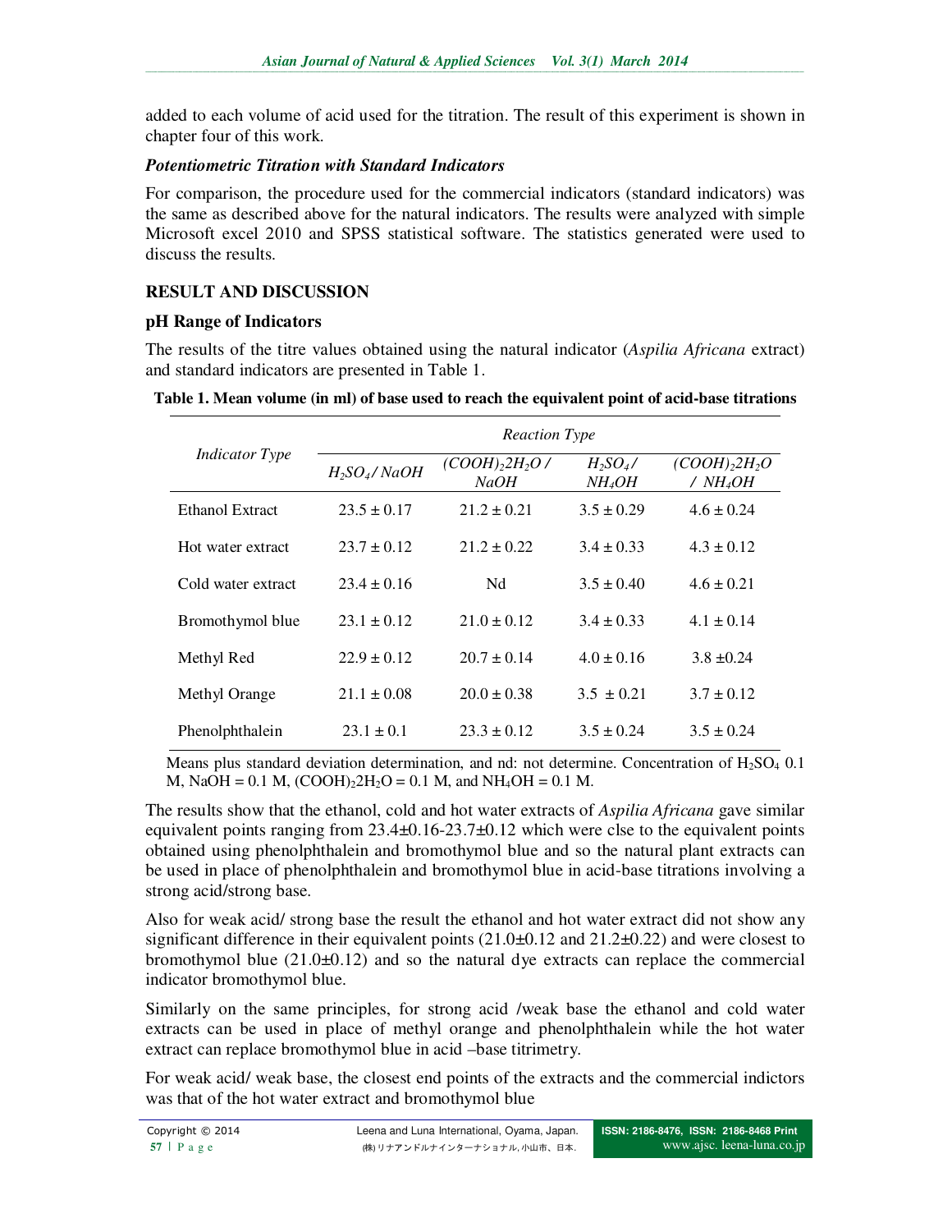added to each volume of acid used for the titration. The result of this experiment is shown in chapter four of this work.

***Potentiometric Titration with Standard Indicators***

For comparison, the procedure used for the commercial indicators (standard indicators) was the same as described above for the natural indicators. The results were analyzed with simple Microsoft excel 2010 and SPSS statistical software. The statistics generated were used to discuss the results.

## RESULT AND DISCUSSION

### pH Range of Indicators

The results of the titre values obtained using the natural indicator (*Aspilia Africana* extract) and standard indicators are presented in Table 1.

**Table 1. Mean volume (in ml) of base used to reach the equivalent point of acid-base titrations**

| *Indicator Type* | *Reaction Type* | | | |
|---|---|---|---|---|
| | $H_2SO_4$/ $NaOH$ | $(COOH)_2 2H_2O$ / $NaOH$ | $H_2SO_4$/ $NH_4OH$ | $(COOH)_2 2H_2O$ / $NH_4OH$ |
| Ethanol Extract | 23.5 ± 0.17 | 21.2 ± 0.21 | 3.5 ± 0.29 | 4.6 ± 0.24 |
| Hot water extract | 23.7 ± 0.12 | 21.2 ± 0.22 | 3.4 ± 0.33 | 4.3 ± 0.12 |
| Cold water extract | 23.4 ± 0.16 | Nd | 3.5 ± 0.40 | 4.6 ± 0.21 |
| Bromothymol blue | 23.1 ± 0.12 | 21.0 ± 0.12 | 3.4 ± 0.33 | 4.1 ± 0.14 |
| Methyl Red | 22.9 ± 0.12 | 20.7 ± 0.14 | 4.0 ± 0.16 | 3.8 ±0.24 |
| Methyl Orange | 21.1 ± 0.08 | 20.0 ± 0.38 | 3.5 ± 0.21 | 3.7 ± 0.12 |
| Phenolphthalein | 23.1 ± 0.1 | 23.3 ± 0.12 | 3.5 ± 0.24 | 3.5 ± 0.24 |

Means plus standard deviation determination, and nd: not determine. Concentration of $H_2SO_4$ 0.1 M, NaOH = 0.1 M, $(COOH)_2 2H_2O$ = 0.1 M, and $NH_4OH$ = 0.1 M.

The results show that the ethanol, cold and hot water extracts of *Aspilia Africana* gave similar equivalent points ranging from 23.4±0.16-23.7±0.12 which were clse to the equivalent points obtained using phenolphthalein and bromothymol blue and so the natural plant extracts can be used in place of phenolphthalein and bromothymol blue in acid-base titrations involving a strong acid/strong base.

Also for weak acid/ strong base the result the ethanol and hot water extract did not show any significant difference in their equivalent points (21.0±0.12 and 21.2±0.22) and were closest to bromothymol blue (21.0±0.12) and so the natural dye extracts can replace the commercial indicator bromothymol blue.

Similarly on the same principles, for strong acid /weak base the ethanol and cold water extracts can be used in place of methyl orange and phenolphthalein while the hot water extract can replace bromothymol blue in acid –base titrimetry.

For weak acid/ weak base, the closest end points of the extracts and the commercial indictors was that of the hot water extract and bromothymol blue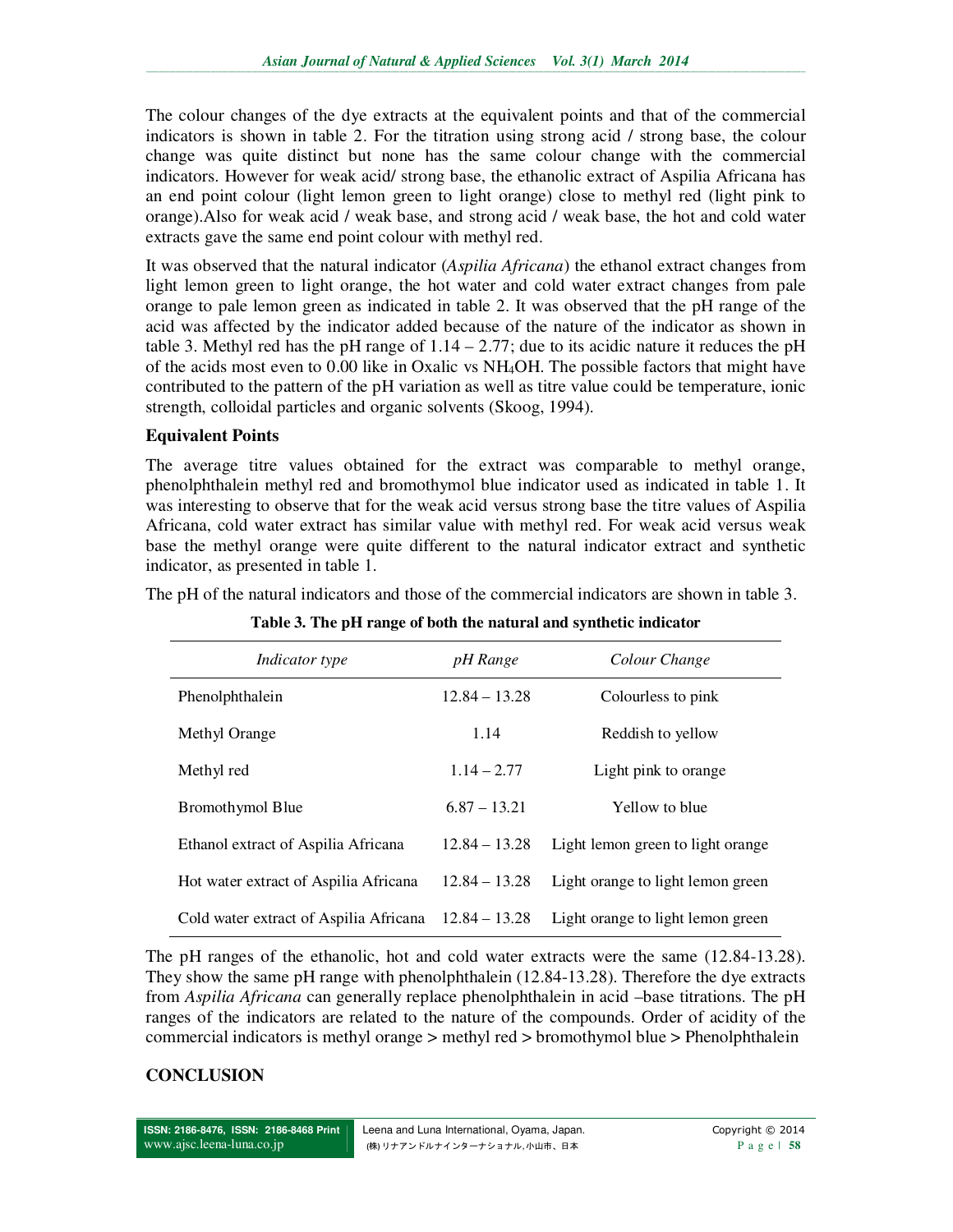The colour changes of the dye extracts at the equivalent points and that of the commercial indicators is shown in table 2. For the titration using strong acid / strong base, the colour change was quite distinct but none has the same colour change with the commercial indicators. However for weak acid/ strong base, the ethanolic extract of Aspilia Africana has an end point colour (light lemon green to light orange) close to methyl red (light pink to orange).Also for weak acid / weak base, and strong acid / weak base, the hot and cold water extracts gave the same end point colour with methyl red.

It was observed that the natural indicator (*Aspilia Africana*) the ethanol extract changes from light lemon green to light orange, the hot water and cold water extract changes from pale orange to pale lemon green as indicated in table 2. It was observed that the pH range of the acid was affected by the indicator added because of the nature of the indicator as shown in table 3. Methyl red has the pH range of 1.14 – 2.77; due to its acidic nature it reduces the pH of the acids most even to 0.00 like in Oxalic vs $NH_4OH$. The possible factors that might have contributed to the pattern of the pH variation as well as titre value could be temperature, ionic strength, colloidal particles and organic solvents (Skoog, 1994).

**Equivalent Points**

The average titre values obtained for the extract was comparable to methyl orange, phenolphthalein methyl red and bromothymol blue indicator used as indicated in table 1. It was interesting to observe that for the weak acid versus strong base the titre values of Aspilia Africana, cold water extract has similar value with methyl red. For weak acid versus weak base the methyl orange were quite different to the natural indicator extract and synthetic indicator, as presented in table 1.

The pH of the natural indicators and those of the commercial indicators are shown in table 3.

**Table 3. The pH range of both the natural and synthetic indicator**

| *Indicator type* | *pH Range* | *Colour Change* |
|---|---|---|
| Phenolphthalein | 12.84 – 13.28 | Colourless to pink |
| Methyl Orange | 1.14 | Reddish to yellow |
| Methyl red | 1.14 – 2.77 | Light pink to orange |
| Bromothymol Blue | 6.87 – 13.21 | Yellow to blue |
| Ethanol extract of Aspilia Africana | 12.84 – 13.28 | Light lemon green to light orange |
| Hot water extract of Aspilia Africana | 12.84 – 13.28 | Light orange to light lemon green |
| Cold water extract of Aspilia Africana | 12.84 – 13.28 | Light orange to light lemon green |

The pH ranges of the ethanolic, hot and cold water extracts were the same (12.84-13.28). They show the same pH range with phenolphthalein (12.84-13.28). Therefore the dye extracts from *Aspilia Africana* can generally replace phenolphthalein in acid –base titrations. The pH ranges of the indicators are related to the nature of the compounds. Order of acidity of the commercial indicators is methyl orange > methyl red > bromothymol blue > Phenolphthalein

## CONCLUSION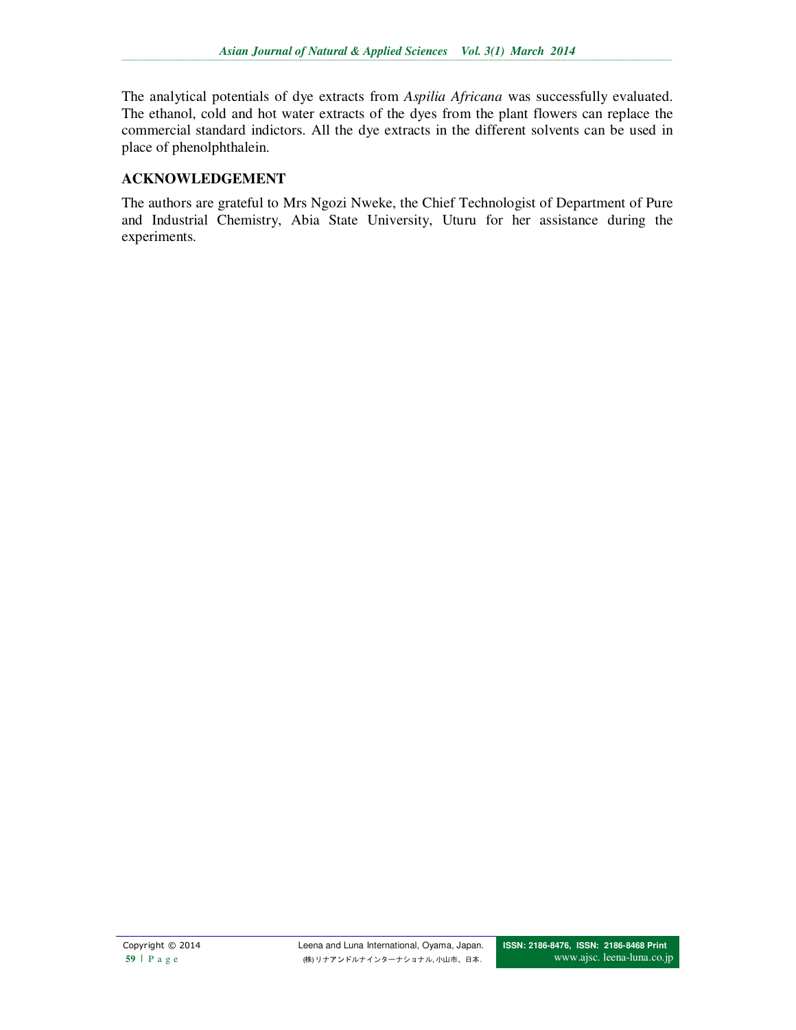The analytical potentials of dye extracts from *Aspilia Africana* was successfully evaluated. The ethanol, cold and hot water extracts of the dyes from the plant flowers can replace the commercial standard indictors. All the dye extracts in the different solvents can be used in place of phenolphthalein.

## ACKNOWLEDGEMENT

The authors are grateful to Mrs Ngozi Nweke, the Chief Technologist of Department of Pure and Industrial Chemistry, Abia State University, Uturu for her assistance during the experiments.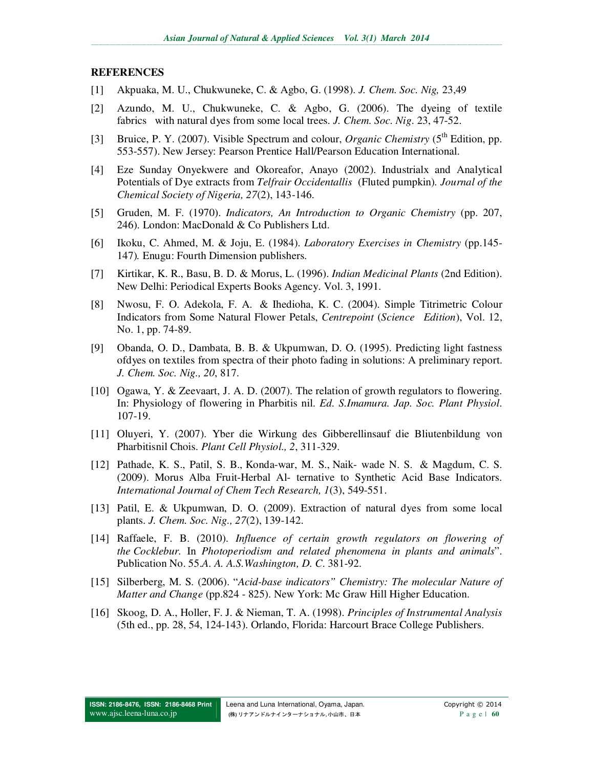## REFERENCES

[1] Akpuaka, M. U., Chukwuneke, C. & Agbo, G. (1998). *J. Chem. Soc. Nig,* 23,49

[2] Azundo, M. U., Chukwuneke, C. & Agbo, G. (2006). The dyeing of textile fabrics with natural dyes from some local trees. *J. Chem. Soc. Nig*. 23, 47-52.

[3] Bruice, P. Y. (2007). Visible Spectrum and colour, *Organic Chemistry* (5th Edition, pp. 553-557). New Jersey: Pearson Prentice Hall/Pearson Education International.

[4] Eze Sunday Onyekwere and Okoreafor, Anayo (2002). Industrialx and Analytical Potentials of Dye extracts from *Telfrair Occidentallis* (Fluted pumpkin). *Journal of the Chemical Society of Nigeria, 27*(2), 143-146.

[5] Gruden, M. F. (1970). *Indicators, An Introduction to Organic Chemistry* (pp. 207, 246). London: MacDonald & Co Publishers Ltd.

[6] Ikoku, C. Ahmed, M. & Joju, E. (1984). *Laboratory Exercises in Chemistry* (pp.145-147). Enugu: Fourth Dimension publishers.

[7] Kirtikar, K. R., Basu, B. D. & Morus, L. (1996). *Indian Medicinal Plants* (2nd Edition). New Delhi: Periodical Experts Books Agency. Vol. 3, 1991.

[8] Nwosu, F. O. Adekola, F. A. & Ihedioha, K. C. (2004). Simple Titrimetric Colour Indicators from Some Natural Flower Petals, *Centrepoint* (*Science Edition*), Vol. 12, No. 1, pp. 74-89.

[9] Obanda, O. D., Dambata, B. B. & Ukpumwan, D. O. (1995). Predicting light fastness ofdyes on textiles from spectra of their photo fading in solutions: A preliminary report. *J. Chem. Soc. Nig., 20*, 817.

[10] Ogawa, Y. & Zeevaart, J. A. D. (2007). The relation of growth regulators to flowering. In: Physiology of flowering in Pharbitis nil. *Ed. S.Imamura. Jap. Soc. Plant Physiol*. 107-19.

[11] Oluyeri, Y. (2007). Yber die Wirkung des Gibberellinsauf die Bliutenbildung von Pharbitisnil Chois. *Plant Cell Physiol., 2*, 311-329.

[12] Pathade, K. S., Patil, S. B., Konda-war, M. S., Naik- wade N. S. & Magdum, C. S. (2009). Morus Alba Fruit-Herbal Al- ternative to Synthetic Acid Base Indicators. *International Journal of Chem Tech Research, 1*(3), 549-551.

[13] Patil, E. & Ukpumwan, D. O. (2009). Extraction of natural dyes from some local plants. *J. Chem. Soc. Nig., 27*(2), 139-142.

[14] Raffaele, F. B. (2010). *Influence of certain growth regulators on flowering of the Cocklebur*. In *Photoperiodism and related phenomena in plants and animals*". Publication No. 55.*A. A. A.S.Washington, D. C*. 381-92.

[15] Silberberg, M. S. (2006). "*Acid-base indicators" Chemistry: The molecular Nature of Matter and Change* (pp.824 - 825). New York: Mc Graw Hill Higher Education.

[16] Skoog, D. A., Holler, F. J. & Nieman, T. A. (1998). *Principles of Instrumental Analysis* (5th ed., pp. 28, 54, 124-143). Orlando, Florida: Harcourt Brace College Publishers.